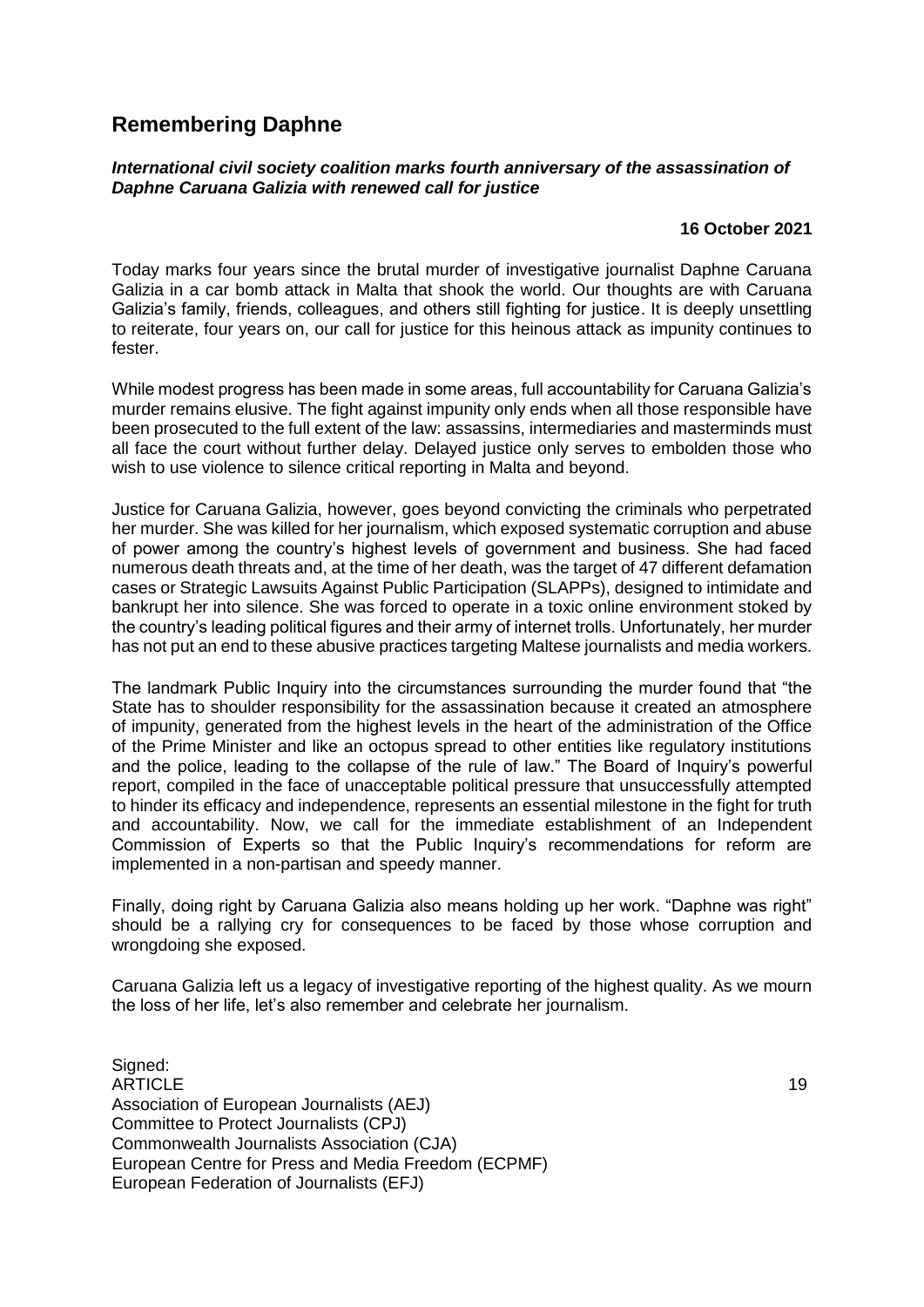## Remembering Daphne

***International civil society coalition marks fourth anniversary of the assassination of Daphne Caruana Galizia with renewed call for justice***

**16 October 2021**

Today marks four years since the brutal murder of investigative journalist Daphne Caruana Galizia in a car bomb attack in Malta that shook the world. Our thoughts are with Caruana Galizia's family, friends, colleagues, and others still fighting for justice. It is deeply unsettling to reiterate, four years on, our call for justice for this heinous attack as impunity continues to fester.

While modest progress has been made in some areas, full accountability for Caruana Galizia's murder remains elusive. The fight against impunity only ends when all those responsible have been prosecuted to the full extent of the law: assassins, intermediaries and masterminds must all face the court without further delay. Delayed justice only serves to embolden those who wish to use violence to silence critical reporting in Malta and beyond.

Justice for Caruana Galizia, however, goes beyond convicting the criminals who perpetrated her murder. She was killed for her journalism, which exposed systematic corruption and abuse of power among the country's highest levels of government and business. She had faced numerous death threats and, at the time of her death, was the target of 47 different defamation cases or Strategic Lawsuits Against Public Participation (SLAPPs), designed to intimidate and bankrupt her into silence. She was forced to operate in a toxic online environment stoked by the country's leading political figures and their army of internet trolls. Unfortunately, her murder has not put an end to these abusive practices targeting Maltese journalists and media workers.

The landmark Public Inquiry into the circumstances surrounding the murder found that "the State has to shoulder responsibility for the assassination because it created an atmosphere of impunity, generated from the highest levels in the heart of the administration of the Office of the Prime Minister and like an octopus spread to other entities like regulatory institutions and the police, leading to the collapse of the rule of law." The Board of Inquiry's powerful report, compiled in the face of unacceptable political pressure that unsuccessfully attempted to hinder its efficacy and independence, represents an essential milestone in the fight for truth and accountability. Now, we call for the immediate establishment of an Independent Commission of Experts so that the Public Inquiry's recommendations for reform are implemented in a non-partisan and speedy manner.

Finally, doing right by Caruana Galizia also means holding up her work. "Daphne was right" should be a rallying cry for consequences to be faced by those whose corruption and wrongdoing she exposed.

Caruana Galizia left us a legacy of investigative reporting of the highest quality. As we mourn the loss of her life, let's also remember and celebrate her journalism.

Signed:
ARTICLE 19
Association of European Journalists (AEJ)
Committee to Protect Journalists (CPJ)
Commonwealth Journalists Association (CJA)
European Centre for Press and Media Freedom (ECPMF)
European Federation of Journalists (EFJ)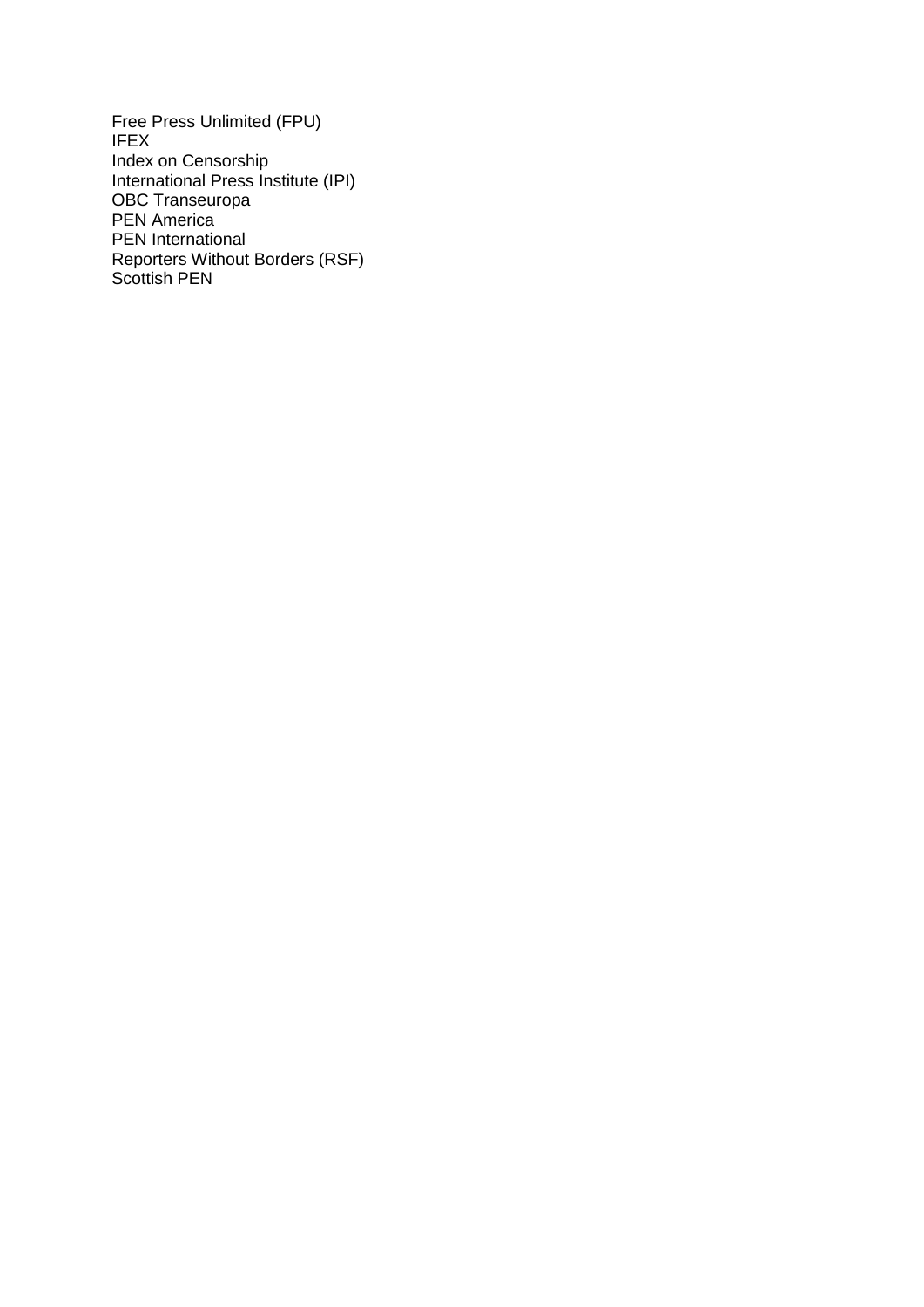Free Press Unlimited (FPU)
IFEX
Index on Censorship
International Press Institute (IPI)
OBC Transeuropa
PEN America
PEN International
Reporters Without Borders (RSF)
Scottish PEN